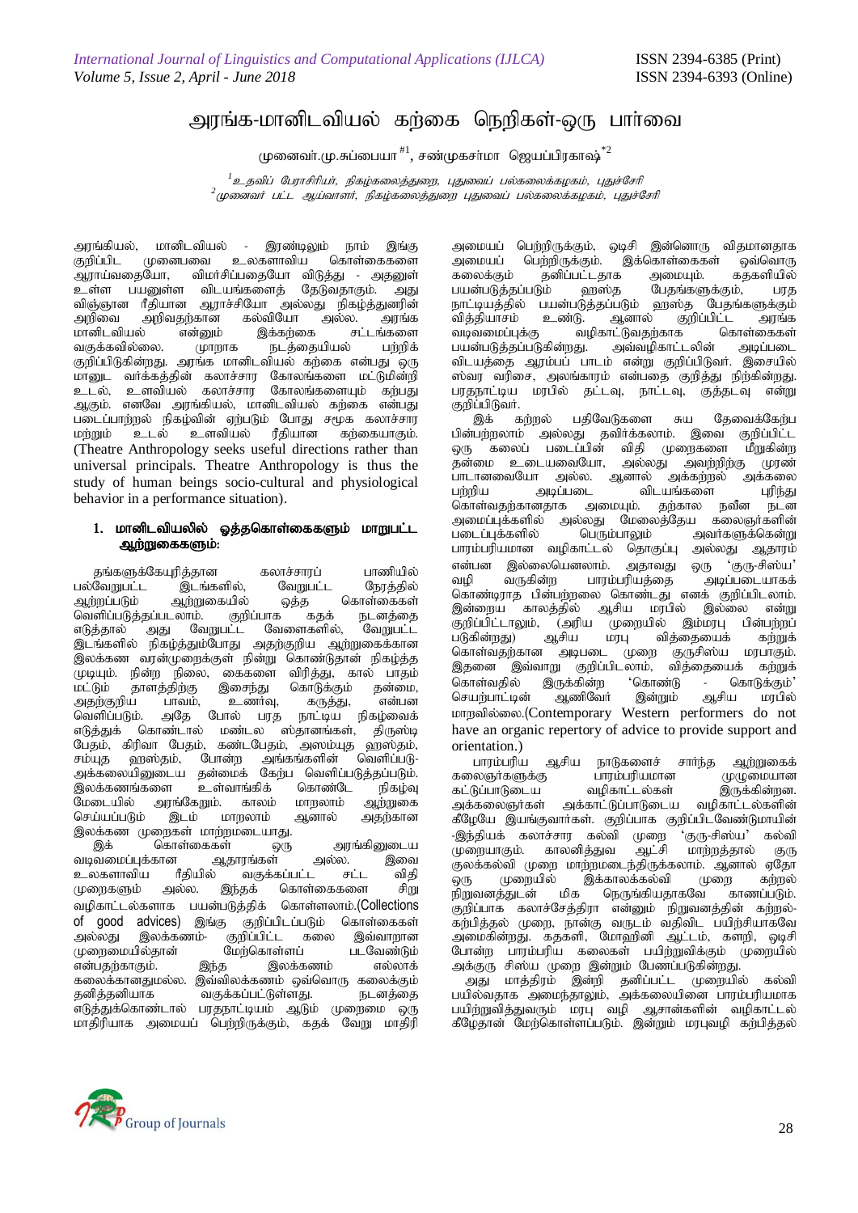# அரங்க-மானிடவியல் கற்கை நெறிகள்-ஒரு பார்வை

முனைவர்.மு.சுப்பையா[#1], சண்முகசர்மா ஜெயப்பிரகாஷ்[*2]

[1] உதவிப் பேராசிரியர், நிகழ்கலைத்துறை, புதுவைப் பல்கலைக்கழகம், புதுச்சேரி

[2] முனைவர் பட்ட ஆய்வாளர், நிகழ்கலைத்துறை புதுவைப் பல்கலைக்கழகம், புதுச்சேரி

அரங்கியல், மானிடவியல் - இரண்டிலும் நாம் இங்கு குறிப்பிட முனைபவை உலகளாவிய கொள்கைகளை ஆராய்வதையோ, விமர்சிப்பதையோ விடுத்து - அதனுள் உள்ள பயனுள்ள விடயங்களைத் தேடுவதாகும். அது விஞ்ஞான ரீதியான ஆராச்சியோ அல்லது நிகழ்த்துனரின் அறிவை அறிவதற்கான கல்வியோ அல்ல. அரங்க மானிடவியல் என்னும் இக்கற்கை சட்டங்களை வகுக்கவில்லை. மாறாக நடத்தையியல் பற்றிக் குறிப்பிடுகின்றது. அரங்க மானிடவியல் கற்கை என்பது ஒரு மானுட வர்க்கத்தின் கலாச்சார கோலங்களை மட்டுமின்றி உடல், உளவியல் கலாச்சார கோலங்களையும் கற்பது ஆகும். எனவே அரங்கியல், மானிடவியல் கற்கை என்பது படைப்பாற்றல் நிகழ்வின் ஏற்படும் போது சமூக கலாச்சார மற்றும் உடல் உளவியல் ரீதியான கற்கையாகும். (Theatre Anthropology seeks useful directions rather than universal principals. Theatre Anthropology is thus the study of human beings socio-cultural and physiological behavior in a performance situation).

## 1. மானிடவியலில் ஒத்தகொள்கைகளும் மாறுபட்ட ஆற்றுகைகளும்:

தங்களுக்கேயுரித்தான கலாச்சாரப் பாணியில் பல்வேறுபட்ட இடங்களில், வேறுபட்ட நேரத்தில் ஆற்றப்படும் ஆற்றுகையில் ஒத்த கொள்கைகள் வெளிப்படுத்தப்படலாம். குறிப்பாக கதக் நடனத்தை எடுத்தால் அது வேறுபட்ட வேளைகளில், வேறுபட்ட இடங்களில் நிகழ்த்தும்போது அதற்குறிய ஆற்றுகைக்கான இலக்கண வரன்முறைக்குள் நின்று கொண்டுதான் நிகழ்த்த முடியும். நின்ற நிலை, கைகளை விரித்து, கால் பாதம் மட்டும் தாளத்திற்கு இசைந்து கொடுக்கும் தன்மை, அதற்குறிய பாவம், உணர்வு, கருத்து, என்பன வெளிப்படும். அதே போல் பரத நாட்டிய நிகழ்வைக் எடுத்துக் கொண்டால் மண்டல ஸ்தானங்கள், திருஷ்டி பேதம், கிரிவா பேதம், கண்டபேதம், அஸம்யுத ஹஸ்தம், சம்யுத ஹஸ்தம், போன்ற அங்கங்களின் வெளிப்படு- அக்கலையினுடைய தன்மைக் கேற்ப வெளிப்படுத்தப்படும். இலக்கணங்களை உள்வாங்கிக் கொண்டே நிகழ்வு மேடையில் அரங்கேறும். காலம் மாறலாம் ஆற்றுகை செய்யப்படும் இடம் மாறலாம் ஆனால் அதற்கான இலக்கண முறைகள் மாற்றமுடையாது.

இக் கொள்கைகள் ஒரு அரங்கினுடைய வடிவமைப்புக்கான ஆதாரங்கள் அல்ல. இவை உலகளாவிய ரீதியில் வகுக்கப்பட்ட சட்ட விதி முறைகளும் அல்ல. இந்தக் கொள்கைகளை சிறு வழிகாட்டல்களாக பயன்படுத்திக் கொள்ளலாம்.(Collections of good advices) இங்கு குறிப்பிடப்படும் கொள்கைகள் அல்லது இலக்கணம்- குறிப்பிட்ட கலை இவ்வாறான முறைமையில்தான் மேற்கொள்ளப் படவேண்டும் என்பதற்காகும். இந்த இலக்கணம் எல்லாக் கலைக்குமானதுமல்ல. இவ்விலக்கணம் ஒவ்வொரு கலைக்கும் தனித்தனியாக வகுக்கப்பட்டுள்ளது. நடனத்தை எடுத்துக்கொண்டால் பரதநாட்டியம் ஆடும் முறைமை ஒரு மாதிரியாக அமையப் பெற்றிருக்கும், கதக் வேறு மாதிரி அமையப் பெற்றிருக்கும், ஒடிசி இன்னொரு விதமானதாக அமையப் பெற்றிருக்கும். இக்கொள்கைகள் ஒவ்வொரு கலைக்கும் தனிப்பட்டதாக அமையும். கதகளியில் பயன்படுத்தப்படும் ஹஸ்த பேதங்களுக்கும், பரத நாட்டியத்தில் பயன்படுத்தப்படும் ஹஸ்த பேதங்களுக்கும் வித்தியாசம் உண்டு. ஆனால் குறிப்பிட்ட அரங்க வடிவமைப்புக்கு வழிகாட்டுவதற்காக கொள்கைகள் பயன்படுத்தப்படுகின்றது. அவ்வழிகாட்டலின் அடிப்படை விடயத்தை ஆரம்பப் பாடம் என்று குறிப்பிடுவர். இசையில் ஸ்வர வரிசை, அலங்காரம் என்பதை குறித்து நிற்கின்றது. பரதநாட்டிய மரபில் தட்டவு, நாட்டவு, குத்தடவு என்று குறிப்பிடுவர்.

இக் கற்றல் பதிவேடுகளை சுய தேவைக்கேற்ப பின்பற்றலாம் அல்லது தவிர்க்கலாம். இவை குறிப்பிட்ட ஒரு கலைப் படைப்பின் விதி முறைகளை மீறுகின்ற தன்மை உடையவையோ, அல்லது அவற்றிற்கு முரண் பாடானவையோ அல்ல. ஆனால் அக்கற்றல் அக்கலை பற்றிய அடிப்படை விடயங்களை புரிந்து கொள்வதற்கானதாக அமையும். தற்கால நவீன நடன அமைப்புக்களில் அல்லது மேலைத்தேய கலைஞர்களின் படைப்புக்களில் பெரும்பாலும் அவர்களுக்கென்று பாரம்பரியமான வழிகாட்டல் தொகுப்பு அல்லது ஆதாரம் என்பன இல்லையெனலாம். அதாவது ஒரு 'குரு-சிஸ்ய' வழி வருகின்ற பாரம்பரியத்தை அடிப்படையாகக் கொண்டிராத பின்பற்றலை கொண்டது எனக் குறிப்பிடலாம். இன்றைய காலத்தில் ஆசிய மரபில் இல்லை என்று குறிப்பிட்டாலும், (அரிய முறையில் இம்மரபு பின்பற்றப் படுகின்றது) ஆசிய மரபு வித்தையைக் கற்றுக் கொள்வதற்கான அடிபடை முறை குருசிஸ்ய மரபாகும். இதனை இவ்வாறு குறிப்பிடலாம், வித்தையைக் கற்றுக் கொள்வதில் இருக்கின்ற 'கொண்டு - கொடுக்கும்' செயற்பாட்டின் ஆணிவேர் இன்றும் ஆசிய மரபில் மாறவில்லை.(Contemporary Western performers do not have an organic repertory of advice to provide support and orientation.)

பாரம்பரிய ஆசிய நாடுகளைச் சார்ந்த ஆற்றுகைக் கலைஞர்களுக்கு பாரம்பரியமான முழுமையான கட்டுப்பாடுடைய வழிகாட்டல்கள் இருக்கின்றன. அக்கலைஞர்கள் அக்கட்டுப்பாடுடைய வழிகாட்டல்களின் கீழேயே இயங்குவார்கள். குறிப்பாக குறிப்பிடவேண்டுமாயின் -இந்தியக் கலாச்சார கல்வி முறை 'குரு-சிஸ்ய' கல்வி முறையாகும். காலனித்துவ ஆட்சி மாற்றத்தால் குரு குலக்கல்வி முறை மாற்றமடைந்திருக்கலாம். ஆனால் ஏதோ ஒரு முறையில் இக்காலக்கல்வி முறை கற்றல் நிறுவனத்துடன் மிக நெருங்கியதாகவே காணப்படும். குறிப்பாக கலாச்சேத்திரா என்னும் நிறுவனத்தின் கற்றல்- கற்பித்தல் முறை, நான்கு வருடம் வதிவிட பயிற்சியாகவே அமைகின்றது. கதகளி, மோஹினி ஆட்டம், களறி, ஒடிசி போன்ற பாரம்பரிய கலைகளை பயிற்றுவிக்கும் முறையில் அக்குரு சிஸ்ய முறை இன்றும் பேணப்படுகின்றது.

அது மாத்திரம் இன்றி தனிப்பட்ட முறையில் கல்வி பயில்வதாக அமைந்தாலும், அக்கலையினை பாரம்பரியமாக பயிற்றுவித்துவரும் மரபு வழி ஆசான்களின் வழிகாட்டல் கீழேதான் மேற்கொள்ளப்படும். இன்றும் மரபுவழி கற்பித்தல்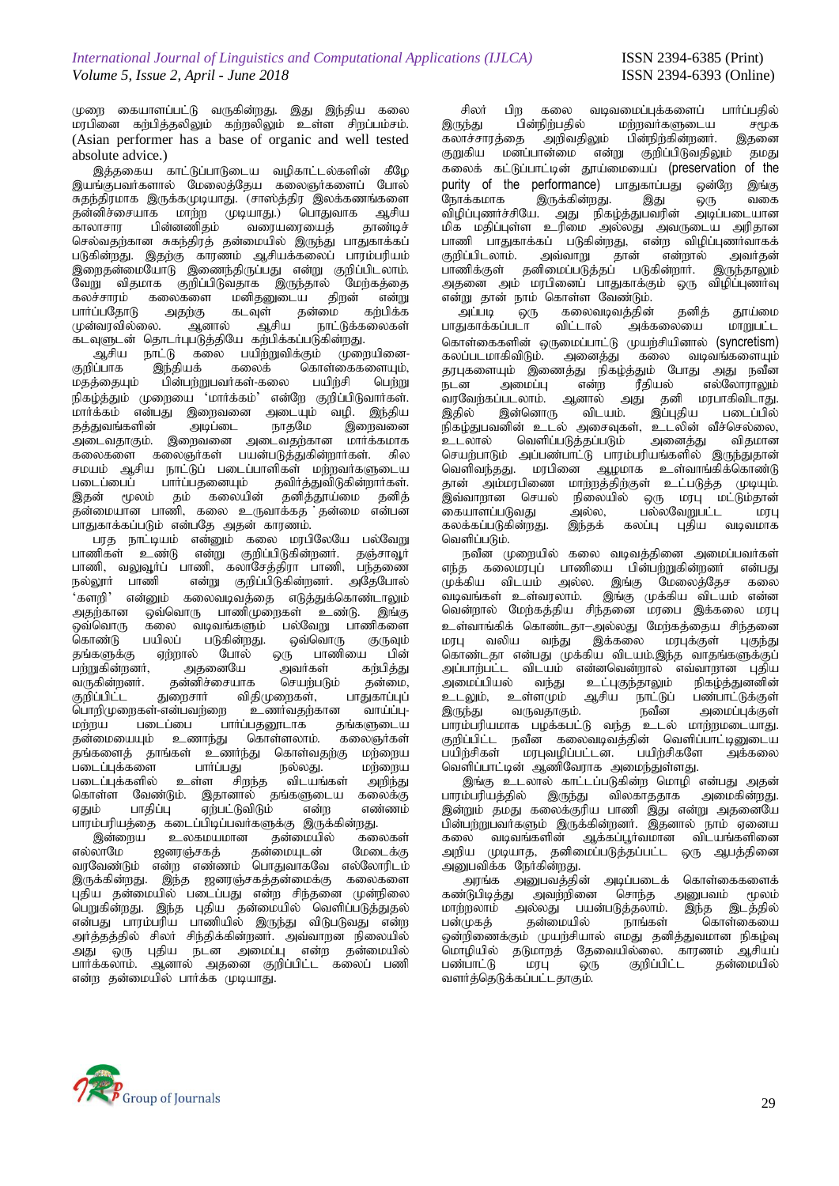முறை கையாளப்பட்டு வருகின்றது. இது இந்திய கலை மரபினை கற்பித்தலிலும் கற்றலிலும் உள்ள சிறப்பம்சம். (Asian performer has a base of organic and well tested absolute advice.)

இத்தகைய காட்டுப்பாடுடைய வழிகாட்டல்களின் கீழே இயங்குபவர்களால் மேலைத்தேய கலைஞர்களைப் போல் சுதந்திரமாக இருக்கமுடியாது. (சாஸ்த்திர இலக்கணங்களை தன்னிச்சையாக மாற்ற முடியாது.) பொதுவாக ஆசிய காலாசார பின்னணிதம் வரையரையைத் தாண்டிச் செல்வதற்கான சுகந்திரத் தன்மையில் இருந்து பாதுகாக்கப் படுகின்றது. இதற்கு காரணம் ஆசியக்கலைப் பாரம்பரியம் இறைதன்மையோடு இணைந்திருப்பது என்று குறிப்பிடலாம். வேறு விதமாக குறிப்பிடுவதாக இருந்தால் மேற்கத்தை கலச்சாரம் கலைகளை மனிதனுடைய திறன் என்று பார்ப்பதோடு அதற்கு கடவுள் தன்மை கற்பிக்க முன்வரவில்லை. ஆனால் ஆசிய நாட்டுக்கலைகள் கடவுளுடன் தொடர்புபடுத்தியே கற்பிக்கப்படுகின்றது.

ஆசிய நாட்டு கலை பயிற்றுவிக்கும் முறையினை-குறிப்பாக இந்தியக் கலைக் கொள்கைகளையும், மதத்தையும் பின்பற்றுபவர்கள்-கலை பயிற்சி பெற்று நிகழ்த்தும் முறையை 'மார்க்கம்' என்றே குறிப்பிடுவார்கள். மார்க்கம் என்பது இறைவனை அடையும் வழி. இந்திய தத்துவங்களின் அடிப்படை நாதமே இறைவனை அடைவதாகும். இறைவனை அடைவதற்கான மார்க்கமாக கலைகளை கலைஞர்கள் பயன்படுத்துகின்றார்கள். சில சமயம் ஆசிய நாட்டுப் படைப்பாளிகள் மற்றவர்களுடைய படைப்பைப் பார்ப்பதனையும் தவிர்த்துவிடுகின்றார்கள். இதன் மூலம் தம் கலையின் தனித்தூய்மை தனித் தன்மையான பாணி, கலை உருவாக்கத் தன்மை என்பன பாதுகாக்கப்படும் என்பதே அதன் காரணம்.

பரத நாட்டியம் என்னும் கலை மரபிலேயே பல்வேறு பாணிகள் உண்டு என்று குறிப்பிடுகின்றனர். தஞ்சாவூர் பாணி, வலுவூர்ப் பாணி, கலாசேத்திரா பாணி, பந்தணை நல்லூர் பாணி என்று குறிப்பிடுகின்றனர். அதேபோல் 'களறி' என்னும் கலைவடிவத்தை எடுத்துக்கொண்டாலும் அதற்கான ஒவ்வொரு பாணிமுறைகள் உண்டு. இங்கு ஒவ்வொரு கலை வடிவங்களும் பல்வேறு பாணிகளை கொண்டு பயிலப் படுகின்றது. ஒவ்வொரு குருவும் தங்களுக்கு ஏற்றால் போல் ஒரு பாணியை பின் பற்றுகின்றனர், அதனையே அவர்கள் கற்பித்து வருகின்றனர். தன்னிச்சையாக செய்படும் தன்மை, குறிப்பிட்ட துறைசார் விதிமுறைகள், பாதுகாப்புப் பொறிமுறைகள்-என்பவற்றை உணர்வதற்கான வாய்ப்பு-மற்றய படைப்பை பார்ப்பதனூடாக தங்களுடைய தன்மையையும் உணர்ந்து கொள்ளலாம். கலைஞர்கள் தங்களைத் தாங்கள் உணர்ந்து கொள்வதற்கு மற்றைய படைப்புக்களை பார்ப்பது நல்லது. மற்றைய படைப்புக்களில் உள்ள சிறந்த விடயங்கள் அறிந்து கொள்ள வேண்டும். இதானால் தங்களுடைய கலைக்கு ஏதும் பாதிப்பு ஏற்பட்டுவிடும் என்ற எண்ணம் பாரம்பரியத்தை கடைப்பிடிப்பவர்களுக்கு இருக்கின்றது.

இன்றைய உலகமயமான தன்மையில் கலைகள் எல்லாமே ஜனரஞ்சகத் தன்மையுடன் மேடைக்கு வரவேண்டும் என்ற எண்ணம் பொதுவாகவே எல்லோரிடம் இருக்கின்றது. இந்த ஜனரஞ்சகத்தன்மைக்கு கலைகளை புதிய தன்மையில் படைப்பது என்ற சிந்தனை முன்றிலை பெறுகின்றது. இந்த புதிய தன்மையில் வெளிப்படுத்துதல் என்பது பாரம்பரிய பாணியில் இருந்து விடுபடுவது என்ற அர்த்தத்தில் சிலர் சிந்திக்கின்றனர். அவ்வாறான நிலையில் அது ஒரு புதிய நடன அமைப்பு என்ற தன்மையில் பார்க்கலாம். ஆனால் அதனை குறிப்பிட்ட கலைப் பணி என்ற தன்மையில் பார்க்க முடியாது.

சிலர் பிற கலை வடிவமைப்புக்களைப் பார்ப்பதில் இருந்து பின்நிற்பதில் மற்றவர்களுடைய சமூக கலாச்சாரத்தை அறிவதிலும் பின்நிற்கின்றனர். இதனை குறுகிய மனப்பான்மை என்று குறிப்பிடுவதிலும் தமது கலைக் கட்டுப்பாட்டின் தூய்மையைப் (preservation of the purity of the performance) பாதுகாப்பது ஒன்றே இங்கு நோக்கமாக இருக்கின்றது. இது ஒரு வகை விழிப்புணர்ச்சியே. அது நிகழ்த்துபவரின் அடிப்படையான மிக மதிப்புள்ள உரிமை அல்லது அவருடைய அரிதான பாணி பாதுகாக்கப் படுகின்றது, என்ற விழிப்புணர்வாகக் குறிப்பிடலாம். அவ்வாறு தான் என்றால் அவர்தன் பாணிக்குள் தனிமைப்படுத்தப் படுகின்றார். இருந்தாலும் அதனை அம் மரபினைப் பாதுகாக்கும் ஒரு விழிப்புணர்வு என்று தான் நாம் கொள்ள வேண்டும்.

அப்படி ஒரு கலைவடிவத்தின் தனித் தூய்மை பாதுகாக்கப்படா விட்டால் அக்கலையை மாறுபட்ட கொள்கைகளின் ஒருமைப்பாட்டு முயற்சியினால் (syncretism) கலப்படமாகிவிடும். அனைத்து கலை வடிவங்களையும் தரபுகளையும் இணைத்து நிகழ்த்தும் போது அது நவீன நடன அமைப்பு என்ற ரீதியில் எல்லோராலும் வரவேற்கப்படலாம். ஆனால் அது தனி மரபாகிவிடாது. இதில் இன்னொரு விடயம். இப்புதிய படைப்பில் நிகழ்துபவனின் உடல் அசைவுகள், உடலின் வீச்செல்லை, உடலால் வெளிப்படுத்தப்படும் அனைத்து விதமான செயற்பாடும் அப்பண்பாட்டு பாரம்பரியங்களில் இருந்துதான் வெளிவந்தது. மரபினை ஆழமாக உள்வாங்கிக்கொண்டு தான் அம்மரபிணை மாற்றத்திற்குள் உட்படுத்த முடியும். இவ்வாறான செயல் நிலையில் ஒரு மரபு மட்டும்தான் கையாளப்படுவது அல்ல, பல்லவேறுபட்ட மரபு கலக்கப்படுகின்றது. இந்தக் கலப்பு புதிய வடிவமாக வெளிப்படும்.

நவீன முறையில் கலை வடிவத்தினை அமைப்பவர்கள் எந்த கலைமரபுப் பாணியை பின்பற்றுகின்றனர் என்பது முக்கிய விடயம் அல்ல. இங்கு மேலைத்தேச கலை வடிவங்கள் உள்வரலாம். இங்கு முக்கிய விடயம் என்ன வென்றால் மேற்கத்திய சிந்தனை மரபை இக்கலை மரபு உள்வாங்கிக் கொண்டதா–அல்லது மேற்கத்தைய சிந்தனை மரபு வலிய வந்து இக்கலை மரபுக்குள் புகுந்து கொண்டதா என்பது முக்கிய விடயம்.இந்த வாதங்களுக்கு அப்பாற்பட்ட விடயம் என்னவென்றால் எவ்வாறான புதிய அமைப்பியல் வந்து உட்புகுந்தாலும் நிகழ்த்துனனின் உடலும், உள்ளமும் ஆசிய நாட்டுப் பண்பாட்டுக்குள் இருந்து வருவதாகும். நவீன அமைப்புக்குள் பாரம்பரியமாக பழக்கபட்டு வந்த உடல் மாற்றமடையாது. குறிப்பிட்ட நவீன கலைவடிவத்தின் வெளிப்பாட்டினுடைய பயிற்சிகள் மரபுவழிப்பட்டன. பயிற்சிகளே அக்கலை வெளிப்பாட்டின் ஆணிவேராக அமைந்துள்ளது.

இங்கு உடலால் கட்டப்படுகின்ற மொழி என்பது அதன் பாரம்பரியத்தில் இருந்து விலகாததாக அமைகின்றது. இன்றும் தமது கலைக்குரிய பாணி இது என்று அதனையே பின்பற்றுபவர்களும் இருக்கின்றனர். இதனால் நாம் ஏனைய கலை வடிவங்களின் ஆக்கப்பூர்வமான விடயங்களினை அறிய முடியாத, தனிமைப்படுத்தப்பட்ட ஒரு ஆபத்தினை அனுபவிக்க நேர்கின்றது.

அரங்க அனுபவத்தின் அடிப்படைக் கொள்கைகளைக் கண்டுபிடித்து அவற்றினை சொந்த அனுபவம் மூலம் மாற்றலாம் அல்லது பயன்படுத்தலாம். இந்த இடத்தில் பன்முகத் தன்மையில் நாங்கள் கொள்கையை ஒன்றிணைக்கும் முயற்சியால் எமது தனித்துவமான நிகழ்வு மொழியில் தடுமாறத் தேவையில்லை. காரணம் ஆசியப் பண்பாட்டு மரபு ஒரு குறிப்பிட்ட தன்மையில் வளர்த்தெடுக்கப்பட்டதாகும்.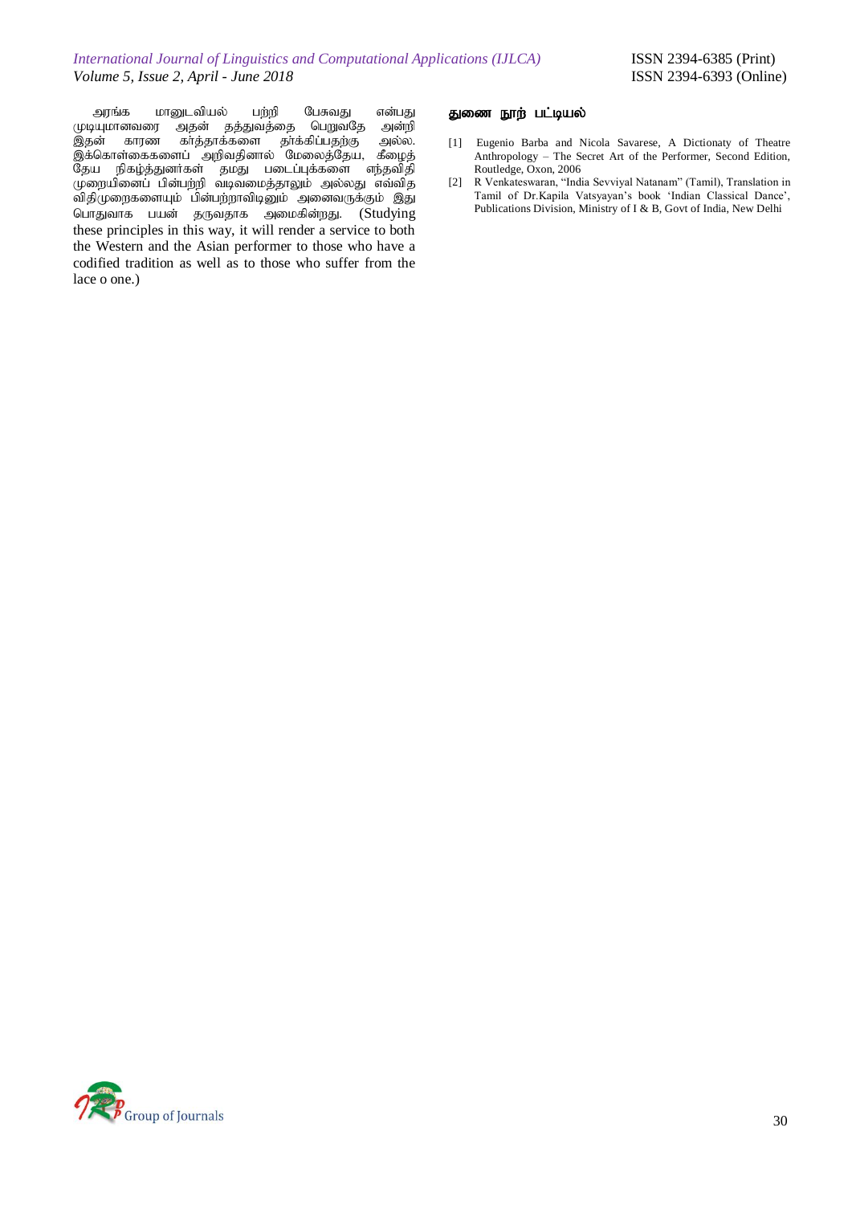அரங்க மானுடவியல் பற்றி பேசுவது என்பது முடியுமானவரை அதன் தத்துவத்தை பெறுவதே அன்றி இதன் காரண கர்த்தாக்களை தர்க்கிப்பதற்கு அல்ல. இக்கொள்கைகளைப் அறிவதினால் மேலைத்தேய, கீழைத் தேய நிகழ்த்துனர்கள் தமது படைப்புக்களை எந்தவிதி முறையினைப் பின்பற்றி வடிவமைத்தாலும் அல்லது எவ்வித விதிமுறைகளையும் பின்பற்றாவிடினும் அனைவருக்கும் இது பொதுவாக பயன் தருவதாக அமைகின்றது. (Studying these principles in this way, it will render a service to both the Western and the Asian performer to those who have a codified tradition as well as to those who suffer from the lace o one.)

## துணை நூற் பட்டியல்

[1] Eugenio Barba and Nicola Savarese, A Dictionaty of Theatre Anthropology – The Secret Art of the Performer, Second Edition, Routledge, Oxon, 2006

[2] R Venkateswaran, "India Sevviyal Natanam" (Tamil), Translation in Tamil of Dr.Kapila Vatsyayan's book 'Indian Classical Dance', Publications Division, Ministry of I & B, Govt of India, New Delhi